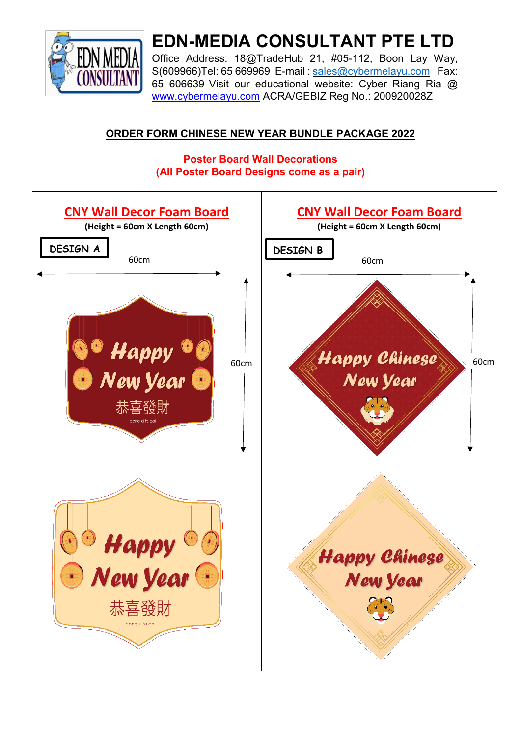# EDN-MEDIA CONSULTANT PTE LTD

Office Address: 18@TradeHub 21, #05-112, Boon Lay Way, S(609966)Tel: 65 669969 E-mail : sales@cybermelayu.com Fax: 65 606639 Visit our educational website: Cyber Riang Ria @ www.cybermelayu.com ACRA/GEBIZ Reg No.: 200920028Z

## ORDER FORM CHINESE NEW YEAR BUNDLE PACKAGE 2022

**Poster Board Wall Decorations**
**(All Poster Board Designs come as a pair)**

| CNY Wall Decor Foam Board | CNY Wall Decor Foam Board |
|---|---|
| **(Height = 60cm X Length 60cm)** | **(Height = 60cm X Length 60cm)** |
| **DESIGN A** | **DESIGN B** |
| 60cm x 60cm | 60cm x 60cm |
| Happy New Year 恭喜發財 gong xi fa cai | Happy Chinese New Year |
| Happy New Year 恭喜發財 gong xi fa cai | Happy Chinese New Year |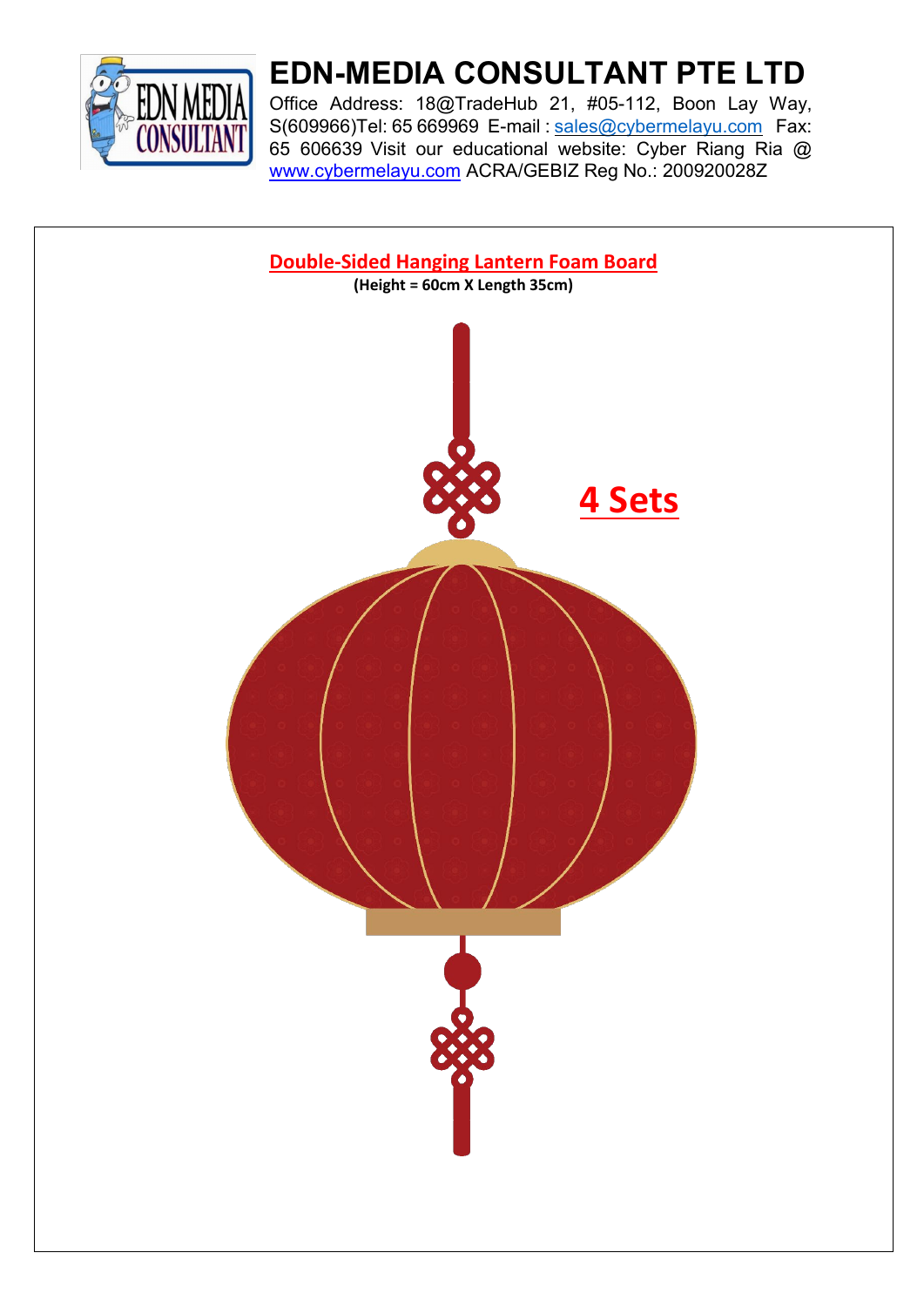# EDN-MEDIA CONSULTANT PTE LTD

Office Address: 18@TradeHub 21, #05-112, Boon Lay Way, S(609966)Tel: 65 669969 E-mail : sales@cybermelayu.com Fax: 65 606639 Visit our educational website: Cyber Riang Ria @ www.cybermelayu.com ACRA/GEBIZ Reg No.: 200920028Z

## Double-Sided Hanging Lantern Foam Board

**(Height = 60cm X Length 35cm)**

**4 Sets**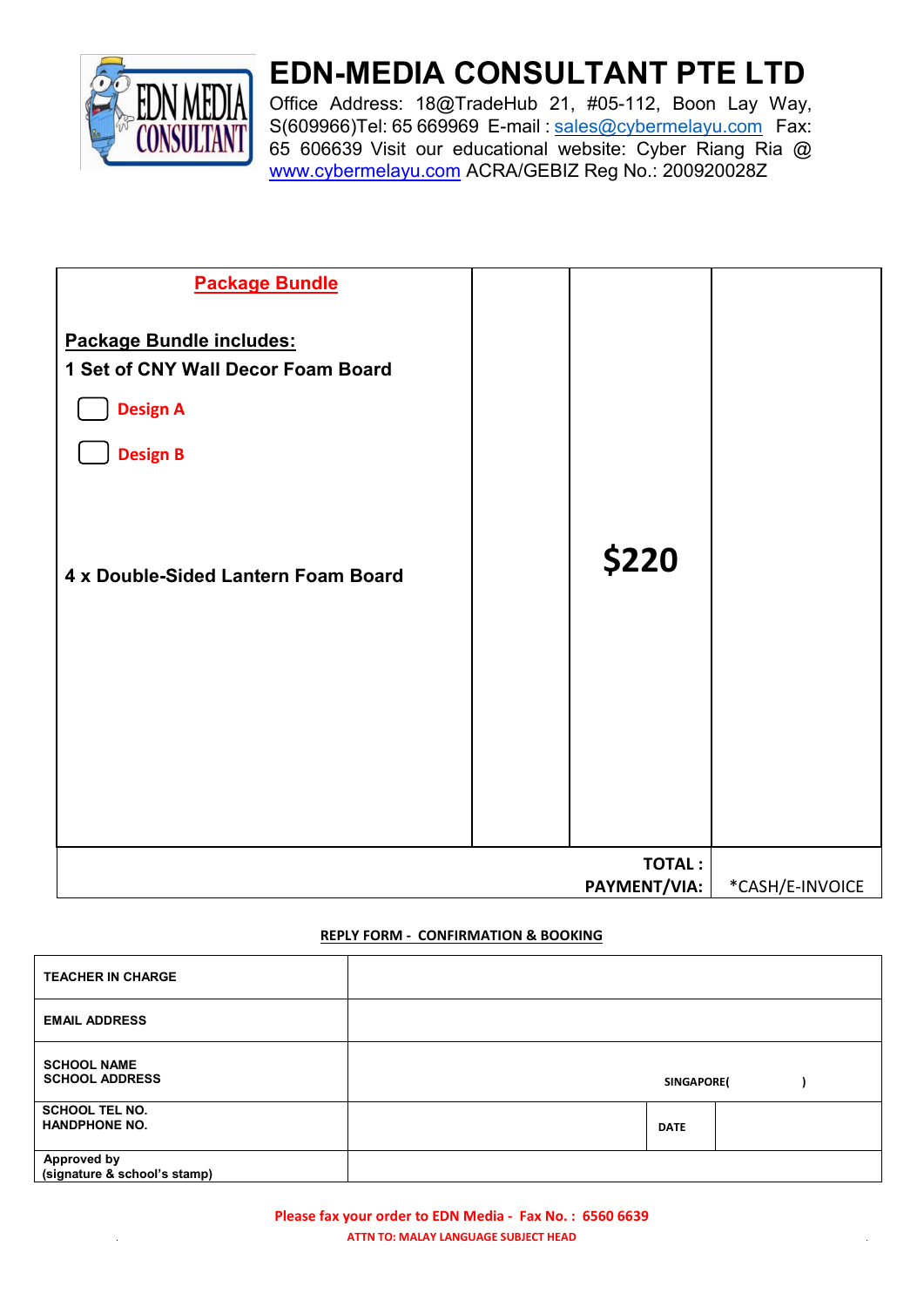# EDN-MEDIA CONSULTANT PTE LTD

Office Address: 18@TradeHub 21, #05-112, Boon Lay Way, S(609966)Tel: 65 669969 E-mail : sales@cybermelayu.com Fax: 65 606639 Visit our educational website: Cyber Riang Ria @ www.cybermelayu.com ACRA/GEBIZ Reg No.: 200920028Z

| | | | |
|---|---|---|---|
| **Package Bundle**<br><br>**Package Bundle includes:**<br>**1 Set of CNY Wall Decor Foam Board**<br>☐ **Design A**<br>☐ **Design B**<br><br>**4 x Double-Sided Lantern Foam Board** | | **$220** | |
| | | **TOTAL :**<br>**PAYMENT/VIA:** | *CASH/E-INVOICE |

**REPLY FORM - CONFIRMATION & BOOKING**

| | | | |
|---|---|---|---|
| **TEACHER IN CHARGE** | | | |
| **EMAIL ADDRESS** | | | |
| **SCHOOL NAME**<br>**SCHOOL ADDRESS** | **SINGAPORE( )** | | |
| **SCHOOL TEL NO.**<br>**HANDPHONE NO.** | | **DATE** | |
| **Approved by**<br>**(signature & school's stamp)** | | | |

**Please fax your order to EDN Media - Fax No. : 6560 6639**

**ATTN TO: MALAY LANGUAGE SUBJECT HEAD**